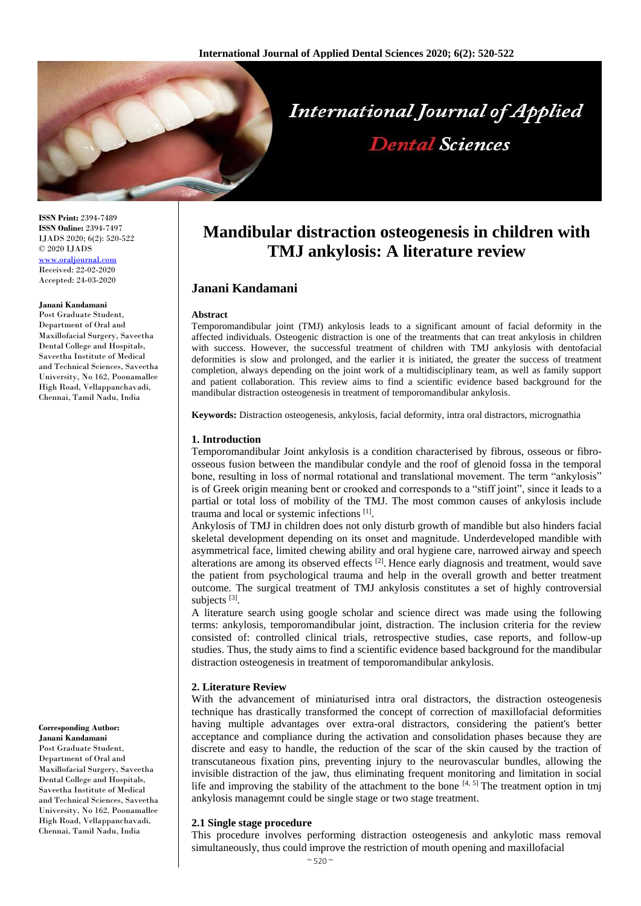**ISSN Print:** 2394-7489
**ISSN Online:** 2394-7497
IJADS 2020; 6(2): 520-522
© 2020 IJADS
www.oraljournal.com
Received: 22-02-2020
Accepted: 24-03-2020

**Janani Kandamani**
Post Graduate Student, Department of Oral and Maxillofacial Surgery, Saveetha Dental College and Hospitals, Saveetha Institute of Medical and Technical Sciences, Saveetha University, No 162, Poonamallee High Road, Vellappanchavadi, Chennai, Tamil Nadu, India

**Corresponding Author:**
**Janani Kandamani**
Post Graduate Student, Department of Oral and Maxillofacial Surgery, Saveetha Dental College and Hospitals, Saveetha Institute of Medical and Technical Sciences, Saveetha University, No 162, Poonamallee High Road, Vellappanchavadi, Chennai, Tamil Nadu, India

# Mandibular distraction osteogenesis in children with TMJ ankylosis: A literature review

## Janani Kandamani

**Abstract**

Temporomandibular joint (TMJ) ankylosis leads to a significant amount of facial deformity in the affected individuals. Osteogenic distraction is one of the treatments that can treat ankylosis in children with success. However, the successful treatment of children with TMJ ankylosis with dentofacial deformities is slow and prolonged, and the earlier it is initiated, the greater the success of treatment completion, always depending on the joint work of a multidisciplinary team, as well as family support and patient collaboration. This review aims to find a scientific evidence based background for the mandibular distraction osteogenesis in treatment of temporomandibular ankylosis.

**Keywords:** Distraction osteogenesis, ankylosis, facial deformity, intra oral distractors, micrognathia

## 1. Introduction

Temporomandibular Joint ankylosis is a condition characterised by fibrous, osseous or fibro-osseous fusion between the mandibular condyle and the roof of glenoid fossa in the temporal bone, resulting in loss of normal rotational and translational movement. The term "ankylosis" is of Greek origin meaning bent or crooked and corresponds to a "stiff joint", since it leads to a partial or total loss of mobility of the TMJ. The most common causes of ankylosis include trauma and local or systemic infections [1].

Ankylosis of TMJ in children does not only disturb growth of mandible but also hinders facial skeletal development depending on its onset and magnitude. Underdeveloped mandible with asymmetrical face, limited chewing ability and oral hygiene care, narrowed airway and speech alterations are among its observed effects [2]. Hence early diagnosis and treatment, would save the patient from psychological trauma and help in the overall growth and better treatment outcome. The surgical treatment of TMJ ankylosis constitutes a set of highly controversial subjects [3].

A literature search using google scholar and science direct was made using the following terms: ankylosis, temporomandibular joint, distraction. The inclusion criteria for the review consisted of: controlled clinical trials, retrospective studies, case reports, and follow-up studies. Thus, the study aims to find a scientific evidence based background for the mandibular distraction osteogenesis in treatment of temporomandibular ankylosis.

## 2. Literature Review

With the advancement of miniaturised intra oral distractors, the distraction osteogenesis technique has drastically transformed the concept of correction of maxillofacial deformities having multiple advantages over extra-oral distractors, considering the patient's better acceptance and compliance during the activation and consolidation phases because they are discrete and easy to handle, the reduction of the scar of the skin caused by the traction of transcutaneous fixation pins, preventing injury to the neurovascular bundles, allowing the invisible distraction of the jaw, thus eliminating frequent monitoring and limitation in social life and improving the stability of the attachment to the bone [4, 5] The treatment option in tmj ankylosis managemnt could be single stage or two stage treatment.

### 2.1 Single stage procedure

This procedure involves performing distraction osteogenesis and ankylotic mass removal simultaneously, thus could improve the restriction of mouth opening and maxillofacial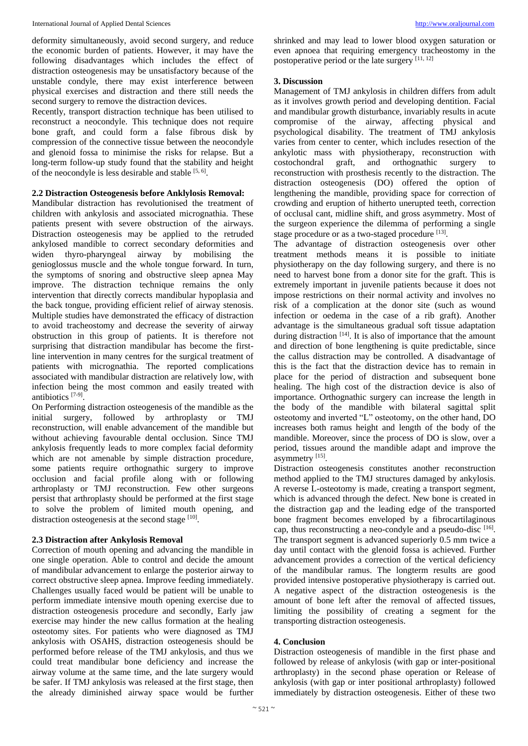deformity simultaneously, avoid second surgery, and reduce the economic burden of patients. However, it may have the following disadvantages which includes the effect of distraction osteogenesis may be unsatisfactory because of the unstable condyle, there may exist interference between physical exercises and distraction and there still needs the second surgery to remove the distraction devices.

Recently, transport distraction technique has been utilised to reconstruct a neocondyle. This technique does not require bone graft, and could form a false fibrous disk by compression of the connective tissue between the neocondyle and glenoid fossa to minimise the risks for relapse. But a long-term follow-up study found that the stability and height of the neocondyle is less desirable and stable [5, 6].

### 2.2 Distraction Osteogenesis before Anklylosis Removal:

Mandibular distraction has revolutionised the treatment of children with ankylosis and associated micrognathia. These patients present with severe obstruction of the airways. Distraction osteogenesis may be applied to the retruded ankylosed mandible to correct secondary deformities and widen thyro-pharyngeal airway by mobilising the genioglossus muscle and the whole tongue forward. In turn, the symptoms of snoring and obstructive sleep apnea May improve. The distraction technique remains the only intervention that directly corrects mandibular hypoplasia and the back tongue, providing efficient relief of airway stenosis. Multiple studies have demonstrated the efficacy of distraction to avoid tracheostomy and decrease the severity of airway obstruction in this group of patients. It is therefore not surprising that distraction mandibular has become the first-line intervention in many centres for the surgical treatment of patients with micrognathia. The reported complications associated with mandibular distraction are relatively low, with infection being the most common and easily treated with antibiotics [7-9].

On Performing distraction osteogenesis of the mandible as the initial surgery, followed by arthroplasty or TMJ reconstruction, will enable advancement of the mandible but without achieving favourable dental occlusion. Since TMJ ankylosis frequently leads to more complex facial deformity which are not amenable by simple distraction procedure, some patients require orthognathic surgery to improve occlusion and facial profile along with or following arthroplasty or TMJ reconstruction. Few other surgeons persist that arthroplasty should be performed at the first stage to solve the problem of limited mouth opening, and distraction osteogenesis at the second stage [10].

### 2.3 Distraction after Ankylosis Removal

Correction of mouth opening and advancing the mandible in one single operation. Able to control and decide the amount of mandibular advancement to enlarge the posterior airway to correct obstructive sleep apnea. Improve feeding immediately. Challenges usually faced would be patient will be unable to perform immediate intensive mouth opening exercise due to distraction osteogenesis procedure and secondly, Early jaw exercise may hinder the new callus formation at the healing osteotomy sites. For patients who were diagnosed as TMJ ankylosis with OSAHS, distraction osteogenesis should be performed before release of the TMJ ankylosis, and thus we could treat mandibular bone deficiency and increase the airway volume at the same time, and the late surgery would be safer. If TMJ ankylosis was released at the first stage, then the already diminished airway space would be further shrinked and may lead to lower blood oxygen saturation or even apnoea that requiring emergency tracheostomy in the postoperative period or the late surgery [11, 12]

## 3. Discussion

Management of TMJ ankylosis in children differs from adult as it involves growth period and developing dentition. Facial and mandibular growth disturbance, invariably results in acute compromise of the airway, affecting physical and psychological disability. The treatment of TMJ ankylosis varies from center to center, which includes resection of the ankylotic mass with physiotherapy, reconstruction with costochondral graft, and orthognathic surgery to reconstruction with prosthesis recently to the distraction. The distraction osteogenesis (DO) offered the option of lengthening the mandible, providing space for correction of crowding and eruption of hitherto unerupted teeth, correction of occlusal cant, midline shift, and gross asymmetry. Most of the surgeon experience the dilemma of performing a single stage procedure or as a two-staged procedure [13].

The advantage of distraction osteogenesis over other treatment methods means it is possible to initiate physiotherapy on the day following surgery, and there is no need to harvest bone from a donor site for the graft. This is extremely important in juvenile patients because it does not impose restrictions on their normal activity and involves no risk of a complication at the donor site (such as wound infection or oedema in the case of a rib graft). Another advantage is the simultaneous gradual soft tissue adaptation during distraction [14]. It is also of importance that the amount and direction of bone lengthening is quite predictable, since the callus distraction may be controlled. A disadvantage of this is the fact that the distraction device has to remain in place for the period of distraction and subsequent bone healing. The high cost of the distraction device is also of importance. Orthognathic surgery can increase the length in the body of the mandible with bilateral sagittal split osteotomy and inverted "L" osteotomy, on the other hand, DO increases both ramus height and length of the body of the mandible. Moreover, since the process of DO is slow, over a period, tissues around the mandible adapt and improve the asymmetry [15].

Distraction osteogenesis constitutes another reconstruction method applied to the TMJ structures damaged by ankylosis. A reverse L-osteotomy is made, creating a transport segment, which is advanced through the defect. New bone is created in the distraction gap and the leading edge of the transported bone fragment becomes enveloped by a fibrocartilaginous cap, thus reconstructing a neo-condyle and a pseudo-disc [16]. The transport segment is advanced superiorly 0.5 mm twice a day until contact with the glenoid fossa is achieved. Further advancement provides a correction of the vertical deficiency of the mandibular ramus. The longterm results are good provided intensive postoperative physiotherapy is carried out. A negative aspect of the distraction osteogenesis is the amount of bone left after the removal of affected tissues, limiting the possibility of creating a segment for the transporting distraction osteogenesis.

## 4. Conclusion

Distraction osteogenesis of mandible in the first phase and followed by release of ankylosis (with gap or inter-positional arthroplasty) in the second phase operation or Release of ankylosis (with gap or inter positional arthroplasty) followed immediately by distraction osteogenesis. Either of these two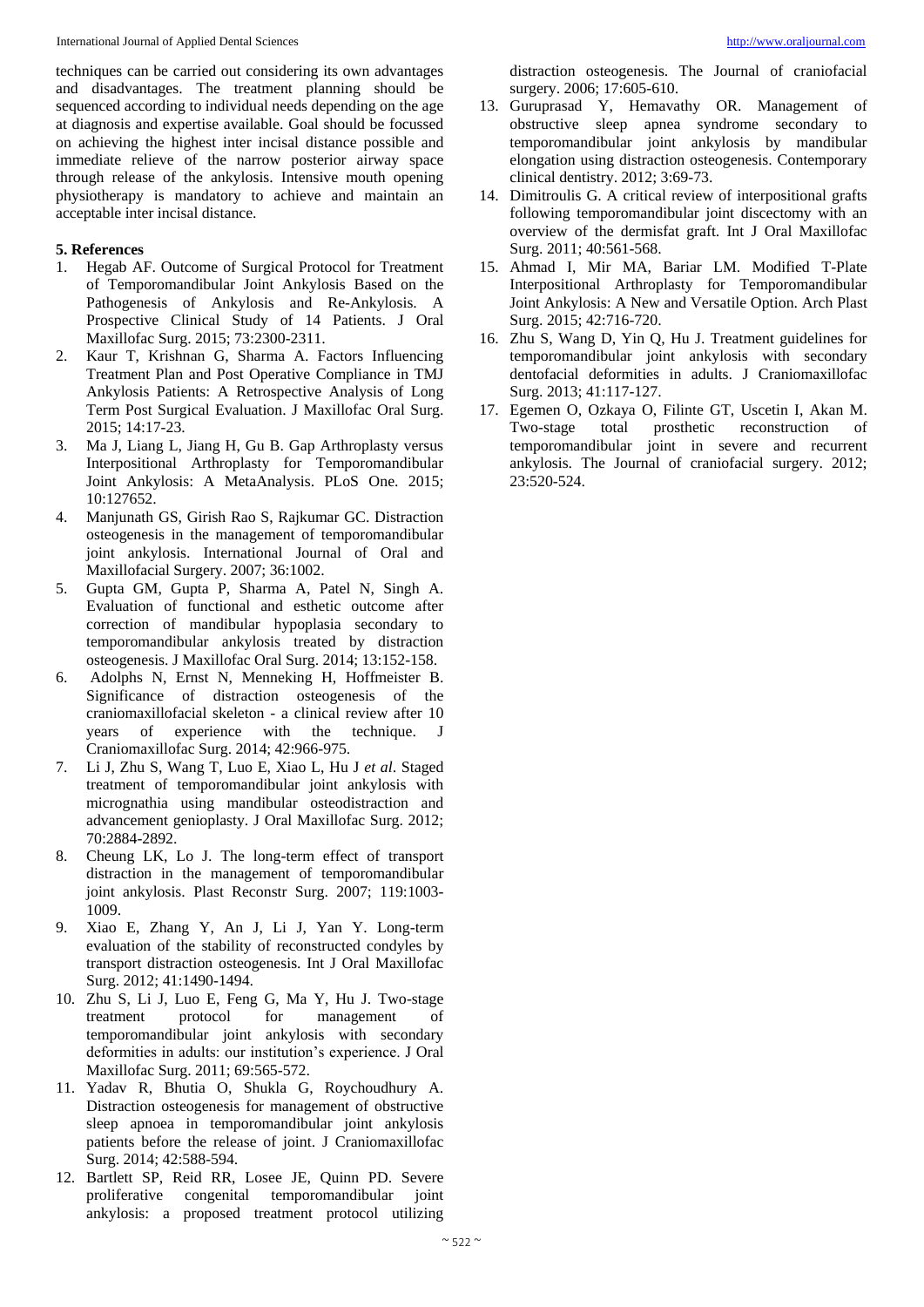techniques can be carried out considering its own advantages and disadvantages. The treatment planning should be sequenced according to individual needs depending on the age at diagnosis and expertise available. Goal should be focussed on achieving the highest inter incisal distance possible and immediate relieve of the narrow posterior airway space through release of the ankylosis. Intensive mouth opening physiotherapy is mandatory to achieve and maintain an acceptable inter incisal distance.

## 5. References

1. Hegab AF. Outcome of Surgical Protocol for Treatment of Temporomandibular Joint Ankylosis Based on the Pathogenesis of Ankylosis and Re-Ankylosis. A Prospective Clinical Study of 14 Patients. J Oral Maxillofac Surg. 2015; 73:2300-2311.
2. Kaur T, Krishnan G, Sharma A. Factors Influencing Treatment Plan and Post Operative Compliance in TMJ Ankylosis Patients: A Retrospective Analysis of Long Term Post Surgical Evaluation. J Maxillofac Oral Surg. 2015; 14:17-23.
3. Ma J, Liang L, Jiang H, Gu B. Gap Arthroplasty versus Interpositional Arthroplasty for Temporomandibular Joint Ankylosis: A MetaAnalysis. PLoS One. 2015; 10:127652.
4. Manjunath GS, Girish Rao S, Rajkumar GC. Distraction osteogenesis in the management of temporomandibular joint ankylosis. International Journal of Oral and Maxillofacial Surgery. 2007; 36:1002.
5. Gupta GM, Gupta P, Sharma A, Patel N, Singh A. Evaluation of functional and esthetic outcome after correction of mandibular hypoplasia secondary to temporomandibular ankylosis treated by distraction osteogenesis. J Maxillofac Oral Surg. 2014; 13:152-158.
6. Adolphs N, Ernst N, Menneking H, Hoffmeister B. Significance of distraction osteogenesis of the craniomaxillofacial skeleton - a clinical review after 10 years of experience with the technique. J Craniomaxillofac Surg. 2014; 42:966-975.
7. Li J, Zhu S, Wang T, Luo E, Xiao L, Hu J *et al*. Staged treatment of temporomandibular joint ankylosis with micrognathia using mandibular osteodistraction and advancement genioplasty. J Oral Maxillofac Surg. 2012; 70:2884-2892.
8. Cheung LK, Lo J. The long-term effect of transport distraction in the management of temporomandibular joint ankylosis. Plast Reconstr Surg. 2007; 119:1003-1009.
9. Xiao E, Zhang Y, An J, Li J, Yan Y. Long-term evaluation of the stability of reconstructed condyles by transport distraction osteogenesis. Int J Oral Maxillofac Surg. 2012; 41:1490-1494.
10. Zhu S, Li J, Luo E, Feng G, Ma Y, Hu J. Two-stage treatment protocol for management of temporomandibular joint ankylosis with secondary deformities in adults: our institution's experience. J Oral Maxillofac Surg. 2011; 69:565-572.
11. Yadav R, Bhutia O, Shukla G, Roychoudhury A. Distraction osteogenesis for management of obstructive sleep apnoea in temporomandibular joint ankylosis patients before the release of joint. J Craniomaxillofac Surg. 2014; 42:588-594.
12. Bartlett SP, Reid RR, Losee JE, Quinn PD. Severe proliferative congenital temporomandibular joint ankylosis: a proposed treatment protocol utilizing distraction osteogenesis. The Journal of craniofacial surgery. 2006; 17:605-610.
13. Guruprasad Y, Hemavathy OR. Management of obstructive sleep apnea syndrome secondary to temporomandibular joint ankylosis by mandibular elongation using distraction osteogenesis. Contemporary clinical dentistry. 2012; 3:69-73.
14. Dimitroulis G. A critical review of interpositional grafts following temporomandibular joint discectomy with an overview of the dermisfat graft. Int J Oral Maxillofac Surg. 2011; 40:561-568.
15. Ahmad I, Mir MA, Bariar LM. Modified T-Plate Interpositional Arthroplasty for Temporomandibular Joint Ankylosis: A New and Versatile Option. Arch Plast Surg. 2015; 42:716-720.
16. Zhu S, Wang D, Yin Q, Hu J. Treatment guidelines for temporomandibular joint ankylosis with secondary dentofacial deformities in adults. J Craniomaxillofac Surg. 2013; 41:117-127.
17. Egemen O, Ozkaya O, Filinte GT, Uscetin I, Akan M. Two-stage total prosthetic reconstruction of temporomandibular joint in severe and recurrent ankylosis. The Journal of craniofacial surgery. 2012; 23:520-524.